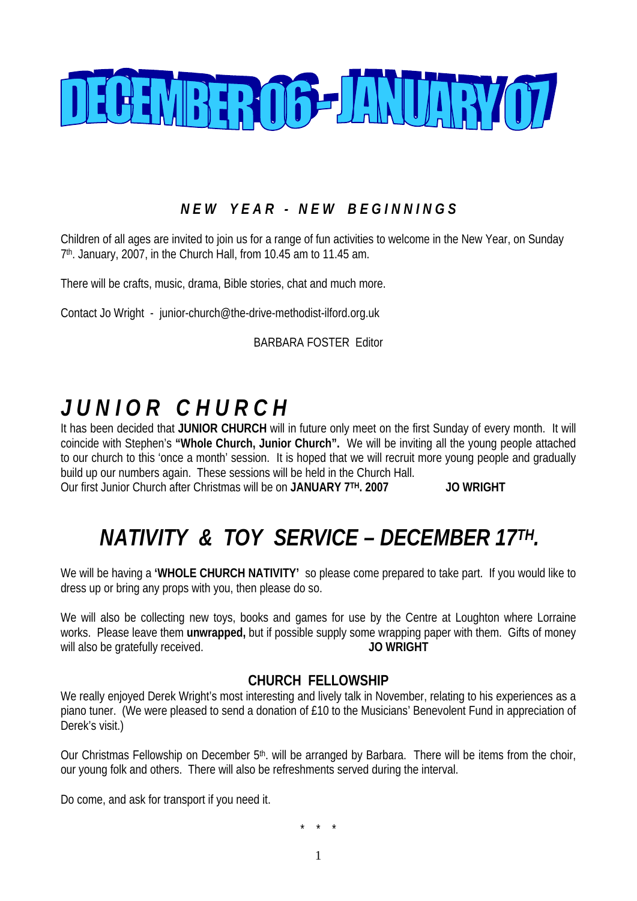# DECEMBER 06 - JANUARY 07

### *NEW YEAR - NEW BEGINNINGS*

Children of all ages are invited to join us for a range of fun activities to welcome in the New Year, on Sunday 7th. January, 2007, in the Church Hall, from 10.45 am to 11.45 am.

There will be crafts, music, drama, Bible stories, chat and much more.

Contact Jo Wright - junior-church@the-drive-methodist-ilford.org.uk

BARBARA FOSTER Editor

## *JUNIOR CHURCH*

It has been decided that **JUNIOR CHURCH** will in future only meet on the first Sunday of every month. It will coincide with Stephen's **"Whole Church, Junior Church".** We will be inviting all the young people attached to our church to this 'once a month' session. It is hoped that we will recruit more young people and gradually build up our numbers again. These sessions will be held in the Church Hall.
Our first Junior Church after Christmas will be on **JANUARY 7TH. 2007** **JO WRIGHT**

## *NATIVITY & TOY SERVICE – DECEMBER 17TH.*

We will be having a **'WHOLE CHURCH NATIVITY'** so please come prepared to take part. If you would like to dress up or bring any props with you, then please do so.

We will also be collecting new toys, books and games for use by the Centre at Loughton where Lorraine works. Please leave them **unwrapped,** but if possible supply some wrapping paper with them. Gifts of money will also be gratefully received. **JO WRIGHT**

### CHURCH FELLOWSHIP

We really enjoyed Derek Wright's most interesting and lively talk in November, relating to his experiences as a piano tuner. (We were pleased to send a donation of £10 to the Musicians' Benevolent Fund in appreciation of Derek's visit.)

Our Christmas Fellowship on December 5th. will be arranged by Barbara. There will be items from the choir, our young folk and others. There will also be refreshments served during the interval.

Do come, and ask for transport if you need it.

\* \* \*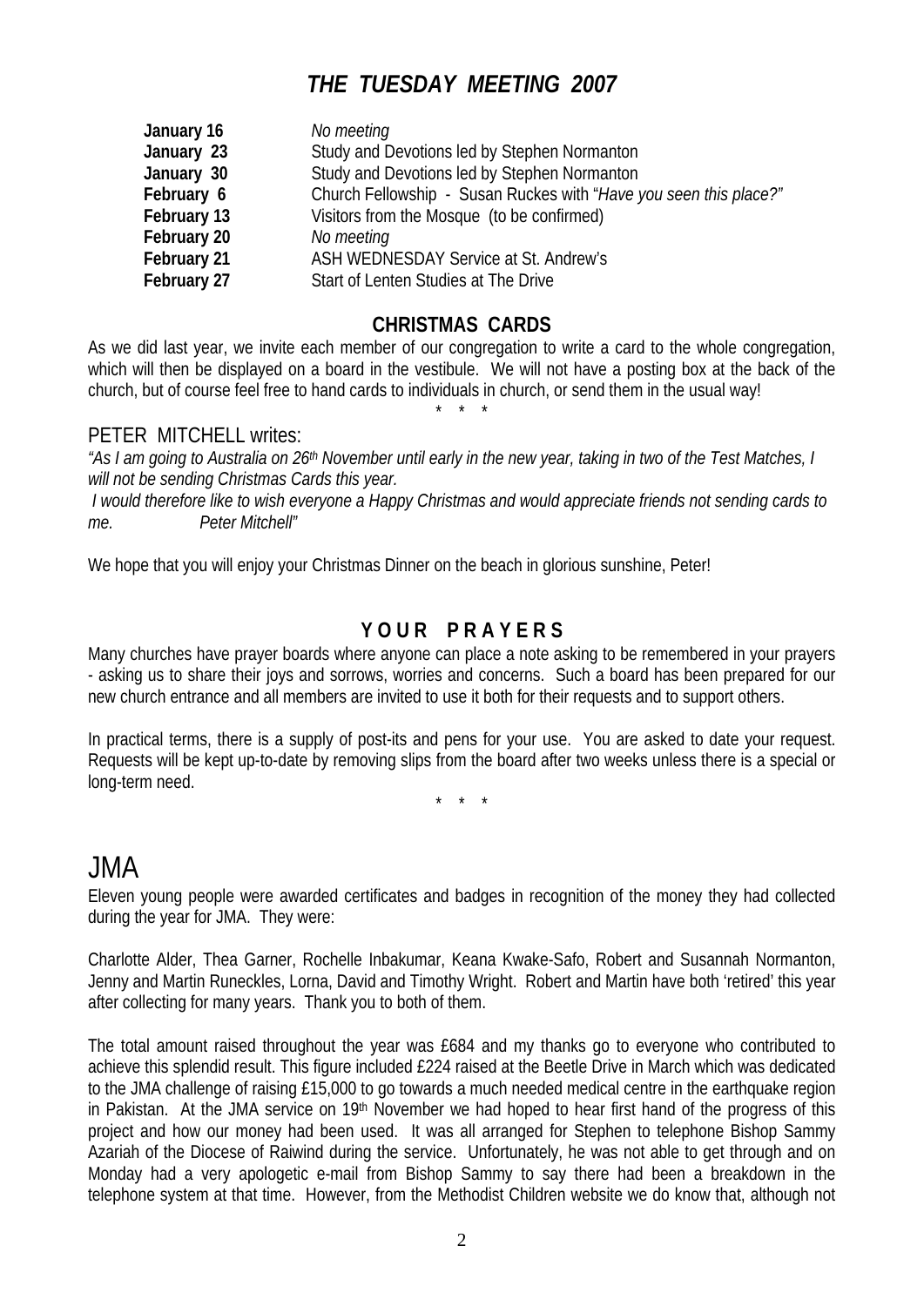## *THE TUESDAY MEETING 2007*

| | |
|---|---|
| **January 16** | *No meeting* |
| **January 23** | Study and Devotions led by Stephen Normanton |
| **January 30** | Study and Devotions led by Stephen Normanton |
| **February 6** | Church Fellowship - Susan Ruckes with "*Have you seen this place?"* |
| **February 13** | Visitors from the Mosque (to be confirmed) |
| **February 20** | *No meeting* |
| **February 21** | ASH WEDNESDAY Service at St. Andrew's |
| **February 27** | Start of Lenten Studies at The Drive |

### CHRISTMAS CARDS

As we did last year, we invite each member of our congregation to write a card to the whole congregation, which will then be displayed on a board in the vestibule. We will not have a posting box at the back of the church, but of course feel free to hand cards to individuals in church, or send them in the usual way!

\* \* \*

PETER MITCHELL writes:

*"As I am going to Australia on 26th November until early in the new year, taking in two of the Test Matches, I will not be sending Christmas Cards this year.*

*I would therefore like to wish everyone a Happy Christmas and would appreciate friends not sending cards to me. Peter Mitchell"*

We hope that you will enjoy your Christmas Dinner on the beach in glorious sunshine, Peter!

### Y O U R P R A Y E R S

Many churches have prayer boards where anyone can place a note asking to be remembered in your prayers - asking us to share their joys and sorrows, worries and concerns. Such a board has been prepared for our new church entrance and all members are invited to use it both for their requests and to support others.

In practical terms, there is a supply of post-its and pens for your use. You are asked to date your request. Requests will be kept up-to-date by removing slips from the board after two weeks unless there is a special or long-term need.

\* \* \*

# JMA

Eleven young people were awarded certificates and badges in recognition of the money they had collected during the year for JMA. They were:

Charlotte Alder, Thea Garner, Rochelle Inbakumar, Keana Kwake-Safo, Robert and Susannah Normanton, Jenny and Martin Runeckles, Lorna, David and Timothy Wright. Robert and Martin have both 'retired' this year after collecting for many years. Thank you to both of them.

The total amount raised throughout the year was £684 and my thanks go to everyone who contributed to achieve this splendid result. This figure included £224 raised at the Beetle Drive in March which was dedicated to the JMA challenge of raising £15,000 to go towards a much needed medical centre in the earthquake region in Pakistan. At the JMA service on 19th November we had hoped to hear first hand of the progress of this project and how our money had been used. It was all arranged for Stephen to telephone Bishop Sammy Azariah of the Diocese of Raiwind during the service. Unfortunately, he was not able to get through and on Monday had a very apologetic e-mail from Bishop Sammy to say there had been a breakdown in the telephone system at that time. However, from the Methodist Children website we do know that, although not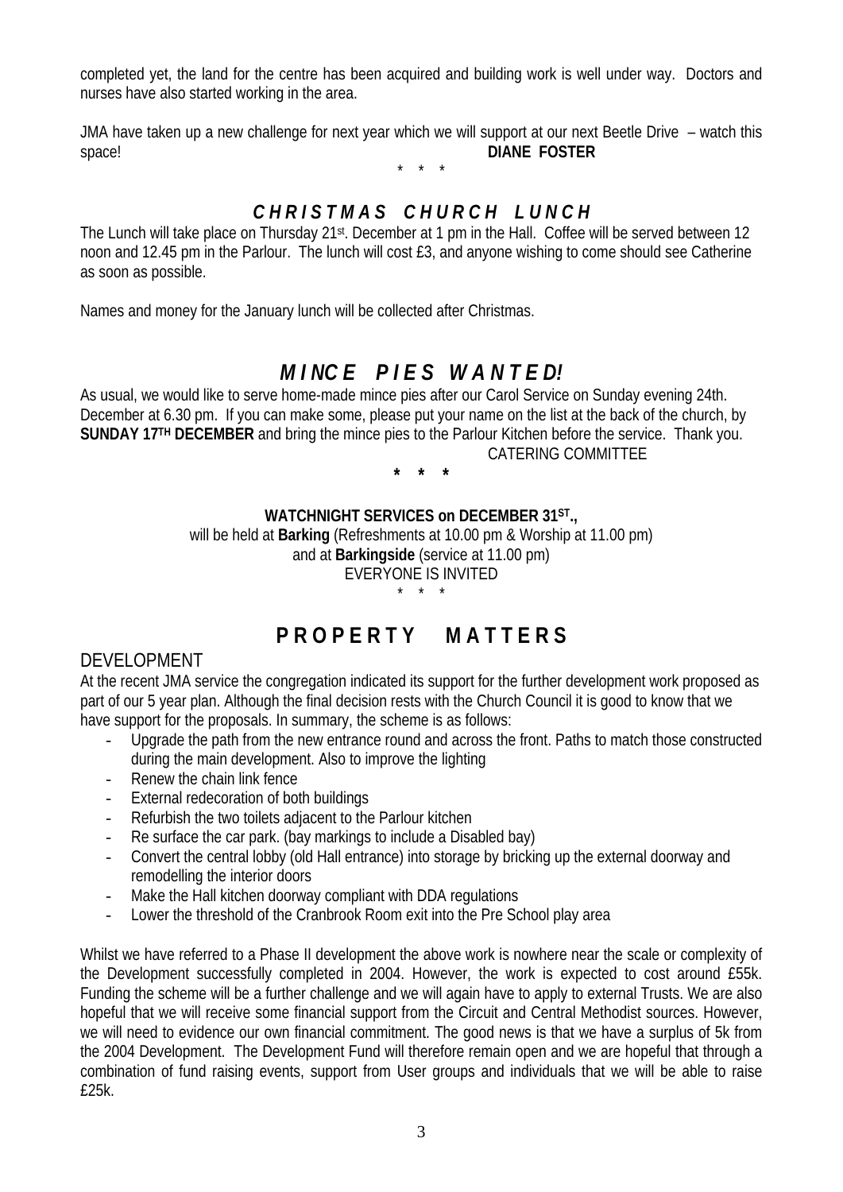completed yet, the land for the centre has been acquired and building work is well under way. Doctors and nurses have also started working in the area.

JMA have taken up a new challenge for next year which we will support at our next Beetle Drive – watch this space! **DIANE FOSTER**

\* \* \*

## *CHRISTMAS CHURCH LUNCH*

The Lunch will take place on Thursday 21st. December at 1 pm in the Hall. Coffee will be served between 12 noon and 12.45 pm in the Parlour. The lunch will cost £3, and anyone wishing to come should see Catherine as soon as possible.

Names and money for the January lunch will be collected after Christmas.

## *MINCE PIES WANTED!*

As usual, we would like to serve home-made mince pies after our Carol Service on Sunday evening 24th. December at 6.30 pm. If you can make some, please put your name on the list at the back of the church, by **SUNDAY 17TH DECEMBER** and bring the mince pies to the Parlour Kitchen before the service. Thank you.

CATERING COMMITTEE

**\* \* \***

**WATCHNIGHT SERVICES on DECEMBER 31ST.,**

will be held at **Barking** (Refreshments at 10.00 pm & Worship at 11.00 pm)
and at **Barkingside** (service at 11.00 pm)
EVERYONE IS INVITED

\* \* \*

## PROPERTY MATTERS

### DEVELOPMENT

At the recent JMA service the congregation indicated its support for the further development work proposed as part of our 5 year plan. Although the final decision rests with the Church Council it is good to know that we have support for the proposals. In summary, the scheme is as follows:

- Upgrade the path from the new entrance round and across the front. Paths to match those constructed during the main development. Also to improve the lighting
- Renew the chain link fence
- External redecoration of both buildings
- Refurbish the two toilets adjacent to the Parlour kitchen
- Re surface the car park. (bay markings to include a Disabled bay)
- Convert the central lobby (old Hall entrance) into storage by bricking up the external doorway and remodelling the interior doors
- Make the Hall kitchen doorway compliant with DDA regulations
- Lower the threshold of the Cranbrook Room exit into the Pre School play area

Whilst we have referred to a Phase II development the above work is nowhere near the scale or complexity of the Development successfully completed in 2004. However, the work is expected to cost around £55k. Funding the scheme will be a further challenge and we will again have to apply to external Trusts. We are also hopeful that we will receive some financial support from the Circuit and Central Methodist sources. However, we will need to evidence our own financial commitment. The good news is that we have a surplus of 5k from the 2004 Development. The Development Fund will therefore remain open and we are hopeful that through a combination of fund raising events, support from User groups and individuals that we will be able to raise £25k.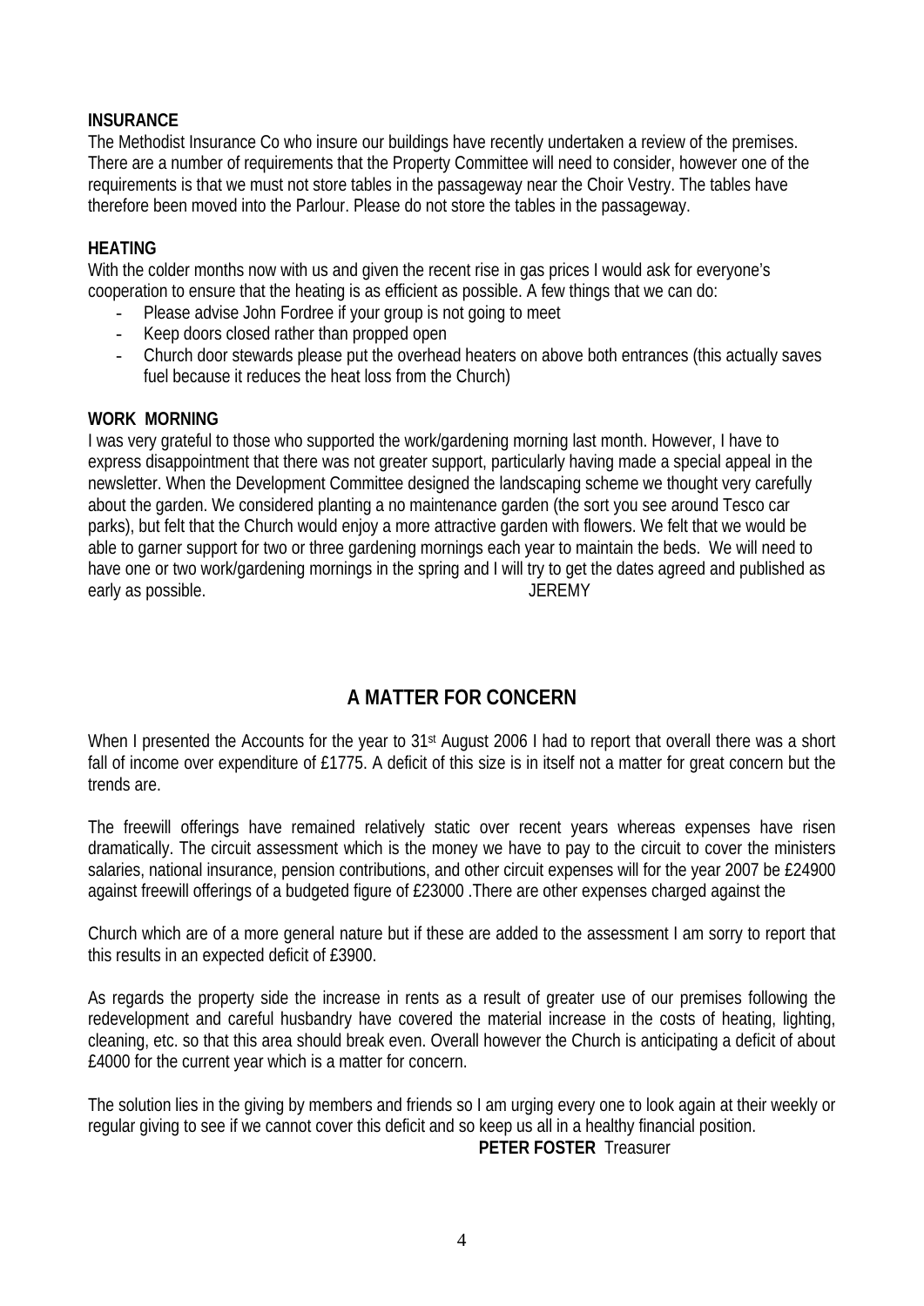**INSURANCE**

The Methodist Insurance Co who insure our buildings have recently undertaken a review of the premises. There are a number of requirements that the Property Committee will need to consider, however one of the requirements is that we must not store tables in the passageway near the Choir Vestry. The tables have therefore been moved into the Parlour. Please do not store the tables in the passageway.

**HEATING**

With the colder months now with us and given the recent rise in gas prices I would ask for everyone's cooperation to ensure that the heating is as efficient as possible. A few things that we can do:

- Please advise John Fordree if your group is not going to meet
- Keep doors closed rather than propped open
- Church door stewards please put the overhead heaters on above both entrances (this actually saves fuel because it reduces the heat loss from the Church)

**WORK MORNING**

I was very grateful to those who supported the work/gardening morning last month. However, I have to express disappointment that there was not greater support, particularly having made a special appeal in the newsletter. When the Development Committee designed the landscaping scheme we thought very carefully about the garden. We considered planting a no maintenance garden (the sort you see around Tesco car parks), but felt that the Church would enjoy a more attractive garden with flowers. We felt that we would be able to garner support for two or three gardening mornings each year to maintain the beds. We will need to have one or two work/gardening mornings in the spring and I will try to get the dates agreed and published as early as possible. JEREMY

## A MATTER FOR CONCERN

When I presented the Accounts for the year to 31st August 2006 I had to report that overall there was a short fall of income over expenditure of £1775. A deficit of this size is in itself not a matter for great concern but the trends are.

The freewill offerings have remained relatively static over recent years whereas expenses have risen dramatically. The circuit assessment which is the money we have to pay to the circuit to cover the ministers salaries, national insurance, pension contributions, and other circuit expenses will for the year 2007 be £24900 against freewill offerings of a budgeted figure of £23000 .There are other expenses charged against the

Church which are of a more general nature but if these are added to the assessment I am sorry to report that this results in an expected deficit of £3900.

As regards the property side the increase in rents as a result of greater use of our premises following the redevelopment and careful husbandry have covered the material increase in the costs of heating, lighting, cleaning, etc. so that this area should break even. Overall however the Church is anticipating a deficit of about £4000 for the current year which is a matter for concern.

The solution lies in the giving by members and friends so I am urging every one to look again at their weekly or regular giving to see if we cannot cover this deficit and so keep us all in a healthy financial position.

**PETER FOSTER** Treasurer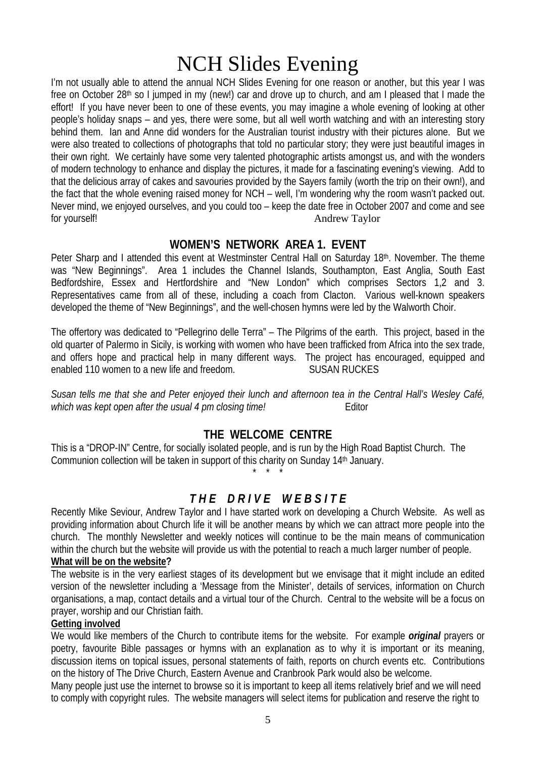# NCH Slides Evening

I'm not usually able to attend the annual NCH Slides Evening for one reason or another, but this year I was free on October 28th so I jumped in my (new!) car and drove up to church, and am I pleased that I made the effort! If you have never been to one of these events, you may imagine a whole evening of looking at other people's holiday snaps – and yes, there were some, but all well worth watching and with an interesting story behind them. Ian and Anne did wonders for the Australian tourist industry with their pictures alone. But we were also treated to collections of photographs that told no particular story; they were just beautiful images in their own right. We certainly have some very talented photographic artists amongst us, and with the wonders of modern technology to enhance and display the pictures, it made for a fascinating evening's viewing. Add to that the delicious array of cakes and savouries provided by the Sayers family (worth the trip on their own!), and the fact that the whole evening raised money for NCH – well, I'm wondering why the room wasn't packed out. Never mind, we enjoyed ourselves, and you could too – keep the date free in October 2007 and come and see for yourself!

Andrew Taylor

## WOMEN'S NETWORK AREA 1. EVENT

Peter Sharp and I attended this event at Westminster Central Hall on Saturday 18th. November. The theme was "New Beginnings". Area 1 includes the Channel Islands, Southampton, East Anglia, South East Bedfordshire, Essex and Hertfordshire and "New London" which comprises Sectors 1,2 and 3. Representatives came from all of these, including a coach from Clacton. Various well-known speakers developed the theme of "New Beginnings", and the well-chosen hymns were led by the Walworth Choir.

The offertory was dedicated to "Pellegrino delle Terra" – The Pilgrims of the earth. This project, based in the old quarter of Palermo in Sicily, is working with women who have been trafficked from Africa into the sex trade, and offers hope and practical help in many different ways. The project has encouraged, equipped and enabled 110 women to a new life and freedom.

SUSAN RUCKES

*Susan tells me that she and Peter enjoyed their lunch and afternoon tea in the Central Hall's Wesley Café, which was kept open after the usual 4 pm closing time!* Editor

## THE WELCOME CENTRE

This is a "DROP-IN" Centre, for socially isolated people, and is run by the High Road Baptist Church. The Communion collection will be taken in support of this charity on Sunday 14th January.

\* \* \*

## *THE DRIVE WEBSITE*

Recently Mike Seviour, Andrew Taylor and I have started work on developing a Church Website. As well as providing information about Church life it will be another means by which we can attract more people into the church. The monthly Newsletter and weekly notices will continue to be the main means of communication within the church but the website will provide us with the potential to reach a much larger number of people.

**What will be on the website?**

The website is in the very earliest stages of its development but we envisage that it might include an edited version of the newsletter including a 'Message from the Minister', details of services, information on Church organisations, a map, contact details and a virtual tour of the Church. Central to the website will be a focus on prayer, worship and our Christian faith.

**Getting involved**

We would like members of the Church to contribute items for the website. For example ***original*** prayers or poetry, favourite Bible passages or hymns with an explanation as to why it is important or its meaning, discussion items on topical issues, personal statements of faith, reports on church events etc. Contributions on the history of The Drive Church, Eastern Avenue and Cranbrook Park would also be welcome.

Many people just use the internet to browse so it is important to keep all items relatively brief and we will need to comply with copyright rules. The website managers will select items for publication and reserve the right to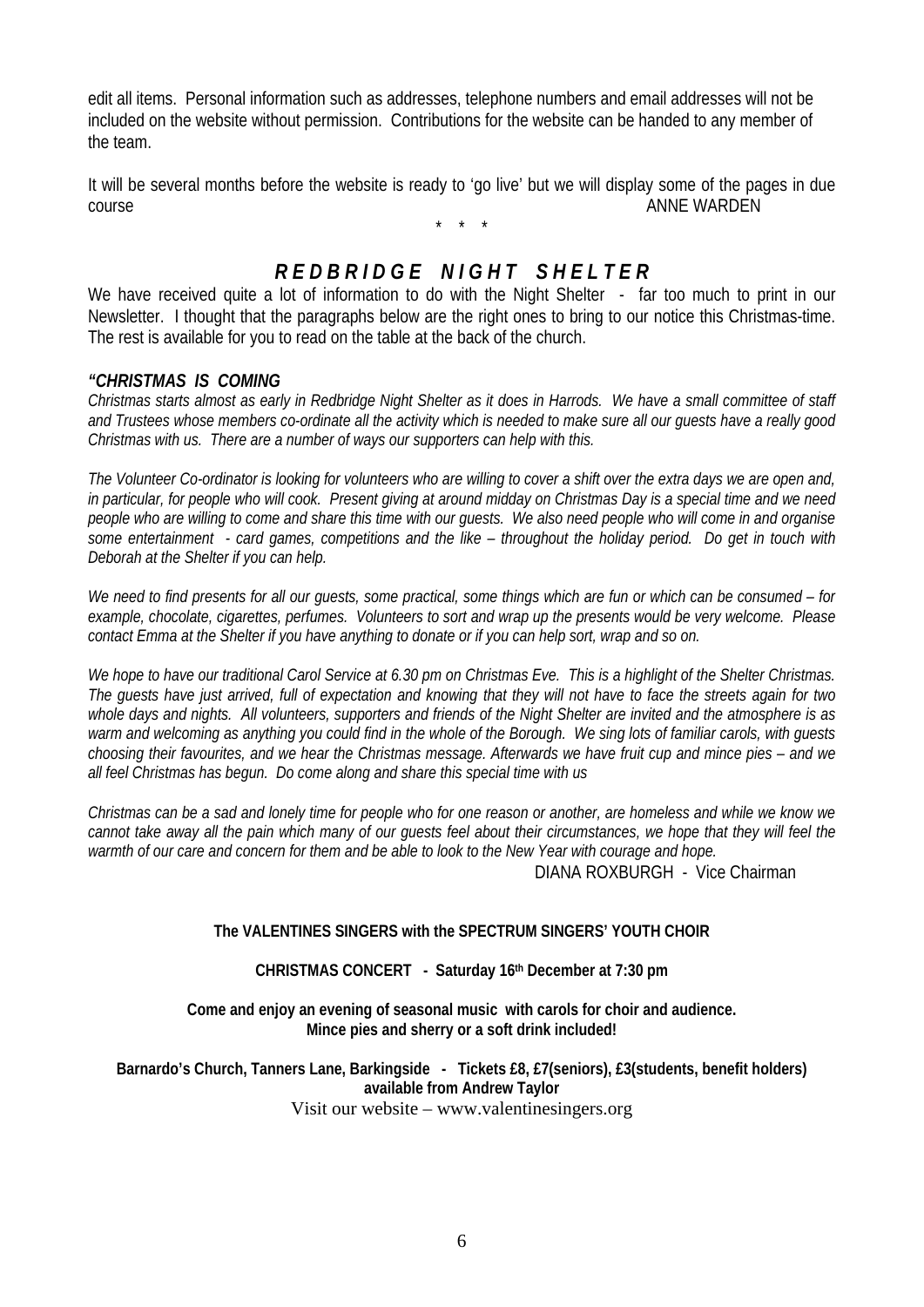edit all items. Personal information such as addresses, telephone numbers and email addresses will not be included on the website without permission. Contributions for the website can be handed to any member of the team.

It will be several months before the website is ready to 'go live' but we will display some of the pages in due course

ANNE WARDEN

\* \* \*

## *REDBRIDGE NIGHT SHELTER*

We have received quite a lot of information to do with the Night Shelter - far too much to print in our Newsletter. I thought that the paragraphs below are the right ones to bring to our notice this Christmas-time. The rest is available for you to read on the table at the back of the church.

***"CHRISTMAS IS COMING***

*Christmas starts almost as early in Redbridge Night Shelter as it does in Harrods. We have a small committee of staff and Trustees whose members co-ordinate all the activity which is needed to make sure all our guests have a really good Christmas with us. There are a number of ways our supporters can help with this.*

*The Volunteer Co-ordinator is looking for volunteers who are willing to cover a shift over the extra days we are open and, in particular, for people who will cook. Present giving at around midday on Christmas Day is a special time and we need people who are willing to come and share this time with our guests. We also need people who will come in and organise some entertainment - card games, competitions and the like – throughout the holiday period. Do get in touch with Deborah at the Shelter if you can help.*

*We need to find presents for all our guests, some practical, some things which are fun or which can be consumed – for example, chocolate, cigarettes, perfumes. Volunteers to sort and wrap up the presents would be very welcome. Please contact Emma at the Shelter if you have anything to donate or if you can help sort, wrap and so on.*

*We hope to have our traditional Carol Service at 6.30 pm on Christmas Eve. This is a highlight of the Shelter Christmas. The guests have just arrived, full of expectation and knowing that they will not have to face the streets again for two whole days and nights. All volunteers, supporters and friends of the Night Shelter are invited and the atmosphere is as warm and welcoming as anything you could find in the whole of the Borough. We sing lots of familiar carols, with guests choosing their favourites, and we hear the Christmas message. Afterwards we have fruit cup and mince pies – and we all feel Christmas has begun. Do come along and share this special time with us*

*Christmas can be a sad and lonely time for people who for one reason or another, are homeless and while we know we cannot take away all the pain which many of our guests feel about their circumstances, we hope that they will feel the warmth of our care and concern for them and be able to look to the New Year with courage and hope.*

DIANA ROXBURGH - Vice Chairman

**The VALENTINES SINGERS with the SPECTRUM SINGERS' YOUTH CHOIR**

**CHRISTMAS CONCERT - Saturday 16th December at 7:30 pm**

**Come and enjoy an evening of seasonal music with carols for choir and audience.**
**Mince pies and sherry or a soft drink included!**

**Barnardo's Church, Tanners Lane, Barkingside - Tickets £8, £7(seniors), £3(students, benefit holders) available from Andrew Taylor**

Visit our website – www.valentinesingers.org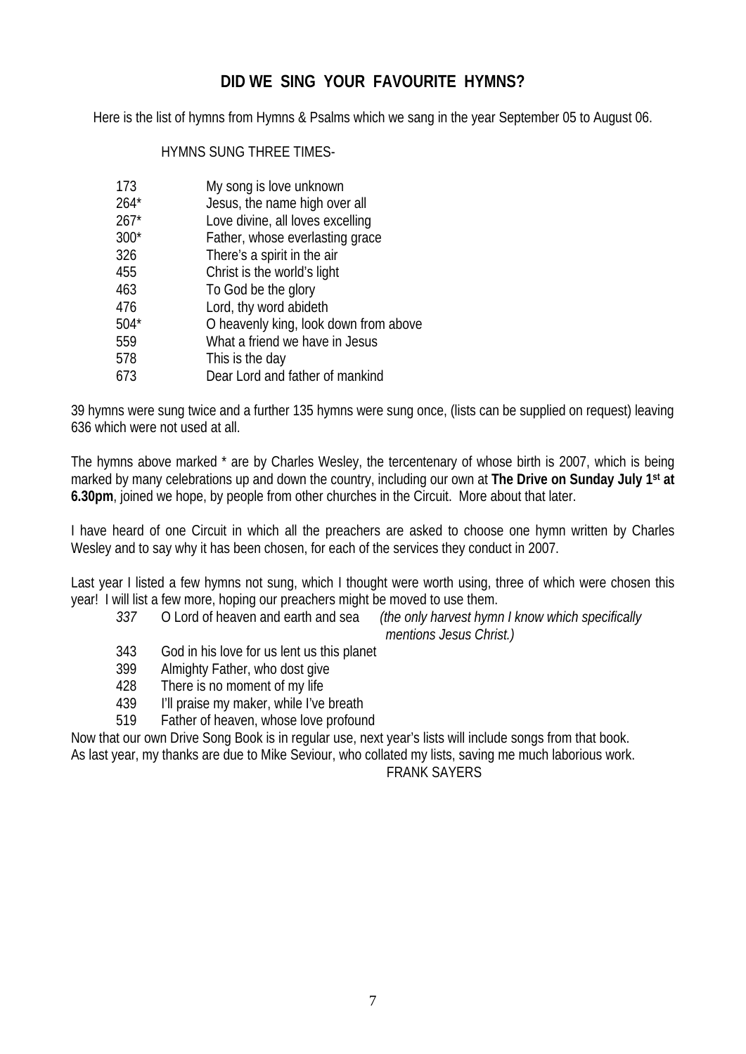## DID WE SING YOUR FAVOURITE HYMNS?

Here is the list of hymns from Hymns & Psalms which we sang in the year September 05 to August 06.

HYMNS SUNG THREE TIMES-

| | |
|---|---|
| 173 | My song is love unknown |
| 264* | Jesus, the name high over all |
| 267* | Love divine, all loves excelling |
| 300* | Father, whose everlasting grace |
| 326 | There's a spirit in the air |
| 455 | Christ is the world's light |
| 463 | To God be the glory |
| 476 | Lord, thy word abideth |
| 504* | O heavenly king, look down from above |
| 559 | What a friend we have in Jesus |
| 578 | This is the day |
| 673 | Dear Lord and father of mankind |

39 hymns were sung twice and a further 135 hymns were sung once, (lists can be supplied on request) leaving 636 which were not used at all.

The hymns above marked * are by Charles Wesley, the tercentenary of whose birth is 2007, which is being marked by many celebrations up and down the country, including our own at **The Drive on Sunday July 1st at 6.30pm**, joined we hope, by people from other churches in the Circuit. More about that later.

I have heard of one Circuit in which all the preachers are asked to choose one hymn written by Charles Wesley and to say why it has been chosen, for each of the services they conduct in 2007.

Last year I listed a few hymns not sung, which I thought were worth using, three of which were chosen this year! I will list a few more, hoping our preachers might be moved to use them.

- *337* O Lord of heaven and earth and sea *(the only harvest hymn I know which specifically mentions Jesus Christ.)*
- 343 God in his love for us lent us this planet
- 399 Almighty Father, who dost give
- 428 There is no moment of my life
- 439 I'll praise my maker, while I've breath
- 519 Father of heaven, whose love profound

Now that our own Drive Song Book is in regular use, next year's lists will include songs from that book.
As last year, my thanks are due to Mike Seviour, who collated my lists, saving me much laborious work.

FRANK SAYERS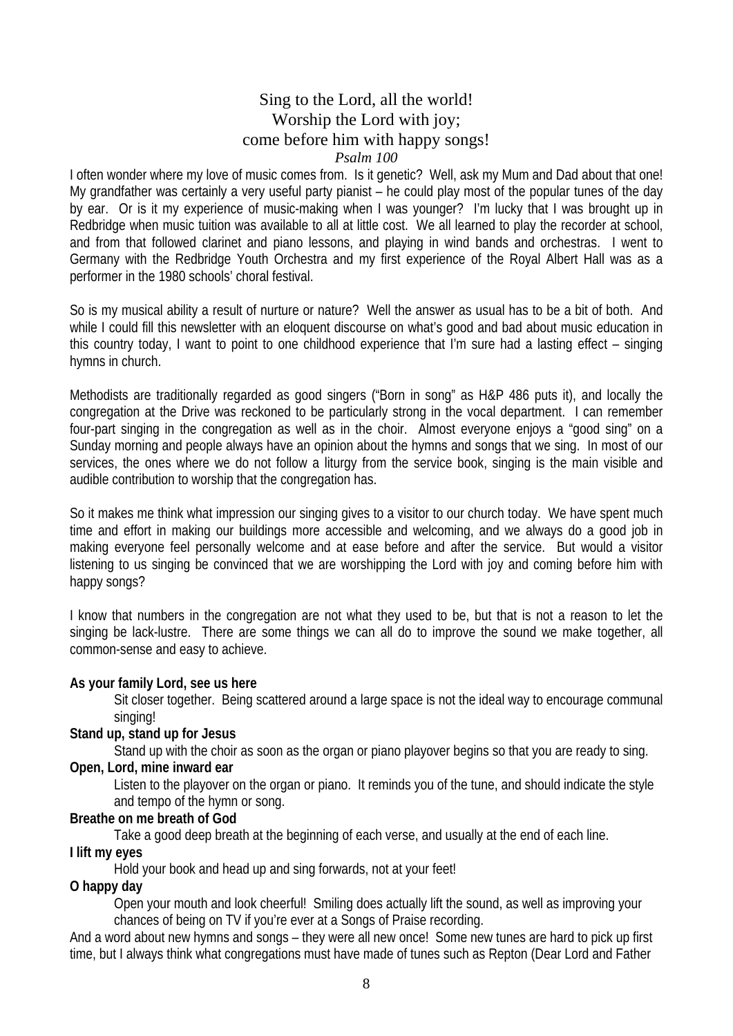Sing to the Lord, all the world!
Worship the Lord with joy;
come before him with happy songs!
*Psalm 100*

I often wonder where my love of music comes from. Is it genetic? Well, ask my Mum and Dad about that one! My grandfather was certainly a very useful party pianist – he could play most of the popular tunes of the day by ear. Or is it my experience of music-making when I was younger? I'm lucky that I was brought up in Redbridge when music tuition was available to all at little cost. We all learned to play the recorder at school, and from that followed clarinet and piano lessons, and playing in wind bands and orchestras. I went to Germany with the Redbridge Youth Orchestra and my first experience of the Royal Albert Hall was as a performer in the 1980 schools' choral festival.

So is my musical ability a result of nurture or nature? Well the answer as usual has to be a bit of both. And while I could fill this newsletter with an eloquent discourse on what's good and bad about music education in this country today, I want to point to one childhood experience that I'm sure had a lasting effect – singing hymns in church.

Methodists are traditionally regarded as good singers ("Born in song" as H&P 486 puts it), and locally the congregation at the Drive was reckoned to be particularly strong in the vocal department. I can remember four-part singing in the congregation as well as in the choir. Almost everyone enjoys a "good sing" on a Sunday morning and people always have an opinion about the hymns and songs that we sing. In most of our services, the ones where we do not follow a liturgy from the service book, singing is the main visible and audible contribution to worship that the congregation has.

So it makes me think what impression our singing gives to a visitor to our church today. We have spent much time and effort in making our buildings more accessible and welcoming, and we always do a good job in making everyone feel personally welcome and at ease before and after the service. But would a visitor listening to us singing be convinced that we are worshipping the Lord with joy and coming before him with happy songs?

I know that numbers in the congregation are not what they used to be, but that is not a reason to let the singing be lack-lustre. There are some things we can all do to improve the sound we make together, all common-sense and easy to achieve.

**As your family Lord, see us here**

Sit closer together. Being scattered around a large space is not the ideal way to encourage communal singing!

**Stand up, stand up for Jesus**

Stand up with the choir as soon as the organ or piano playover begins so that you are ready to sing.

**Open, Lord, mine inward ear**

Listen to the playover on the organ or piano. It reminds you of the tune, and should indicate the style and tempo of the hymn or song.

**Breathe on me breath of God**

Take a good deep breath at the beginning of each verse, and usually at the end of each line.

**I lift my eyes**

Hold your book and head up and sing forwards, not at your feet!

**O happy day**

Open your mouth and look cheerful! Smiling does actually lift the sound, as well as improving your chances of being on TV if you're ever at a Songs of Praise recording.

And a word about new hymns and songs – they were all new once! Some new tunes are hard to pick up first time, but I always think what congregations must have made of tunes such as Repton (Dear Lord and Father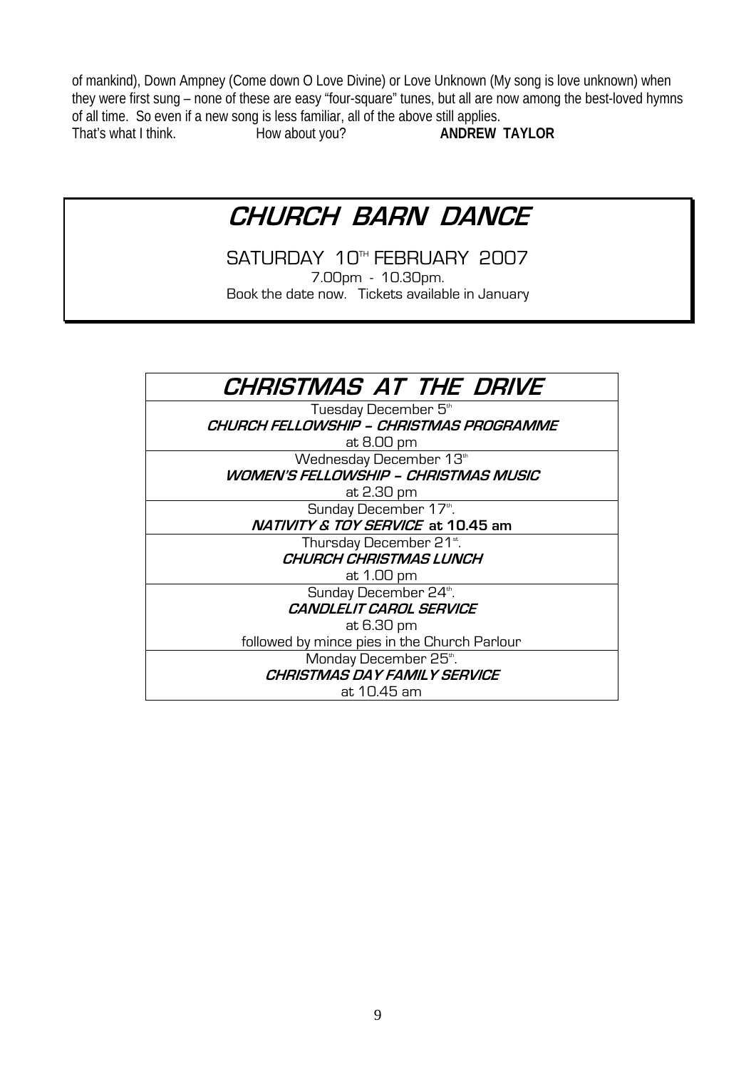of mankind), Down Ampney (Come down O Love Divine) or Love Unknown (My song is love unknown) when they were first sung – none of these are easy "four-square" tunes, but all are now among the best-loved hymns of all time. So even if a new song is less familiar, all of the above still applies.

That's what I think. How about you? **ANDREW TAYLOR**

# *CHURCH BARN DANCE*

SATURDAY 10TH FEBRUARY 2007

7.00pm - 10.30pm.

Book the date now. Tickets available in January

## *CHRISTMAS AT THE DRIVE*

Tuesday December 5th
***CHURCH FELLOWSHIP – CHRISTMAS PROGRAMME***
at 8.00 pm

Wednesday December 13th
***WOMEN'S FELLOWSHIP – CHRISTMAS MUSIC***
at 2.30 pm

Sunday December 17th.
***NATIVITY & TOY SERVICE*** **at 10.45 am**

Thursday December 21st.
***CHURCH CHRISTMAS LUNCH***
at 1.00 pm

Sunday December 24th.
***CANDLELIT CAROL SERVICE***
at 6.30 pm
followed by mince pies in the Church Parlour

Monday December 25th.
***CHRISTMAS DAY FAMILY SERVICE***
at 10.45 am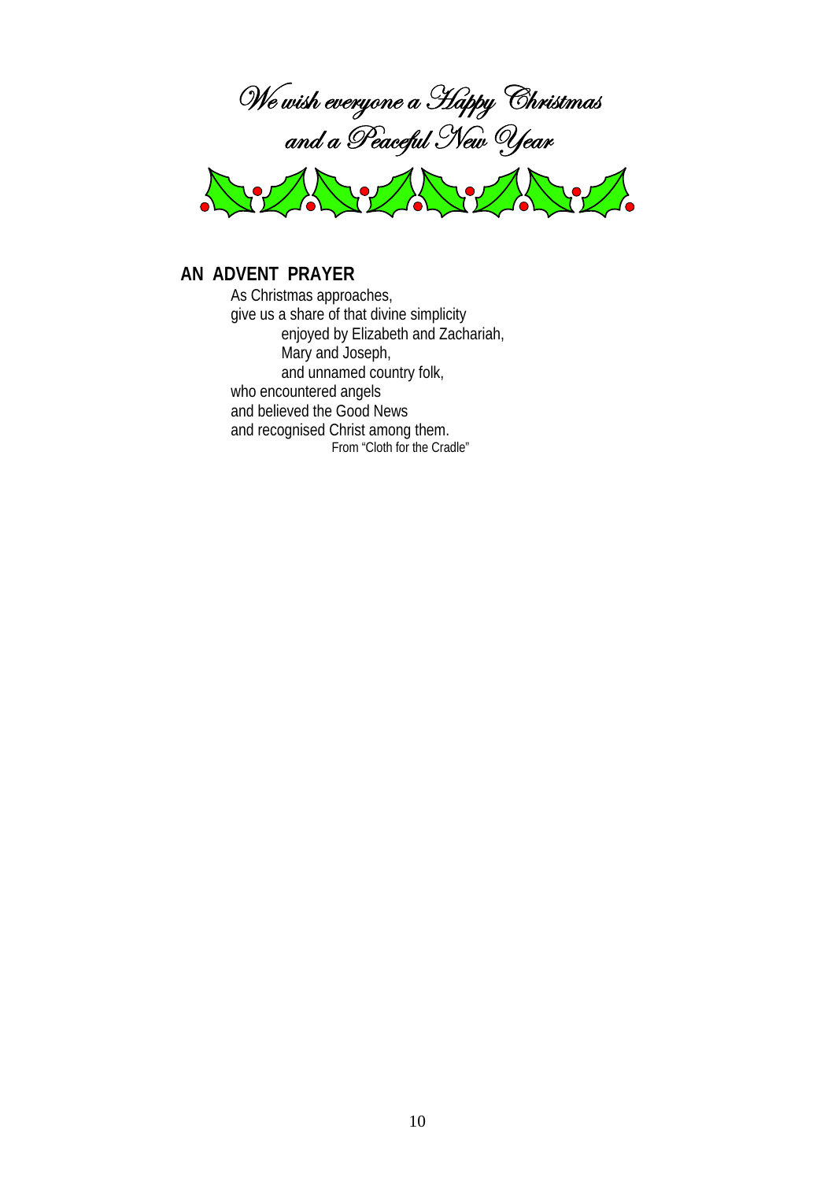*We wish everyone a Happy Christmas and a Peaceful New Year*

## AN ADVENT PRAYER

As Christmas approaches,
give us a share of that divine simplicity
  enjoyed by Elizabeth and Zachariah,
  Mary and Joseph,
  and unnamed country folk,
who encountered angels
and believed the Good News
and recognised Christ among them.

From "Cloth for the Cradle"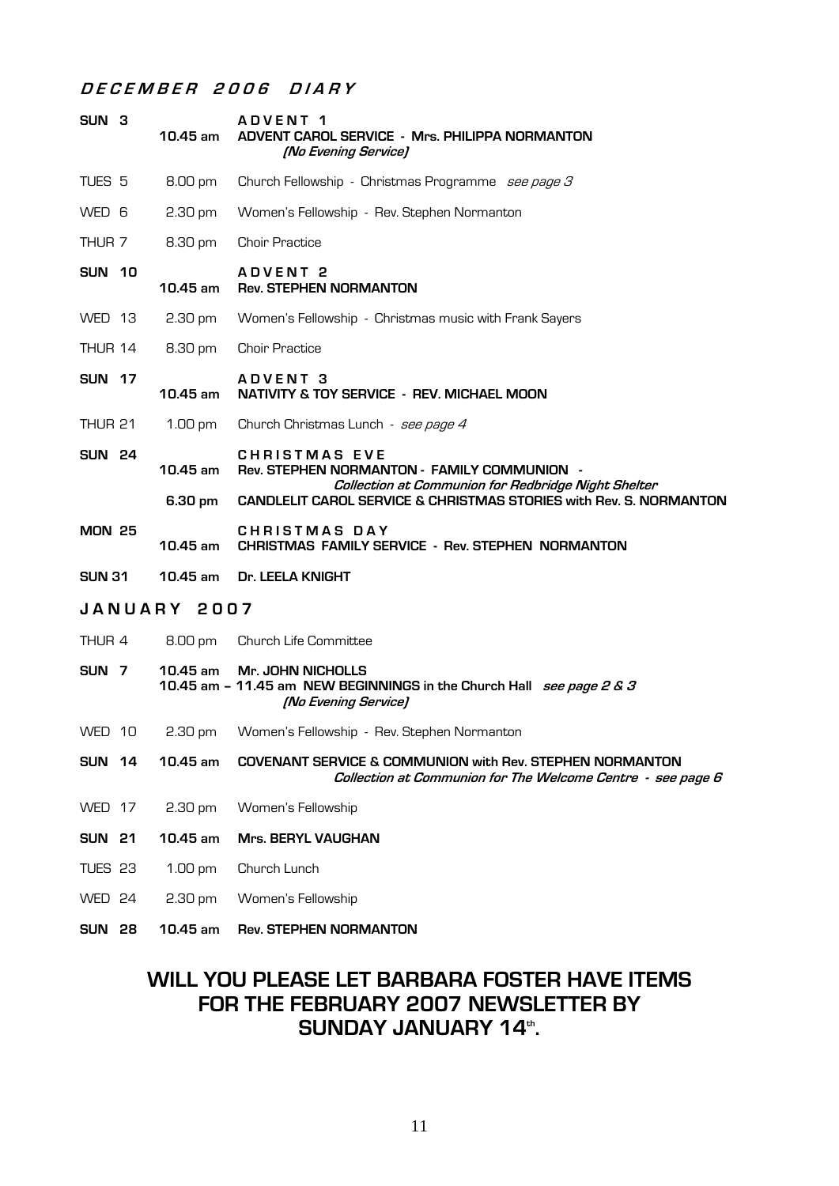## *DECEMBER 2006 DIARY*

| | | |
|---|---|---|
| **SUN 3** | **10.45 am** | **ADVENT 1**<br>**ADVENT CAROL SERVICE - Mrs. PHILIPPA NORMANTON**<br>***(No Evening Service)*** |
| TUES 5 | 8.00 pm | Church Fellowship - Christmas Programme *see page 3* |
| WED 6 | 2.30 pm | Women's Fellowship - Rev. Stephen Normanton |
| THUR 7 | 8.30 pm | Choir Practice |
| **SUN 10** | **10.45 am** | **ADVENT 2**<br>**Rev. STEPHEN NORMANTON** |
| WED 13 | 2.30 pm | Women's Fellowship - Christmas music with Frank Sayers |
| THUR 14 | 8.30 pm | Choir Practice |
| **SUN 17** | **10.45 am** | **ADVENT 3**<br>**NATIVITY & TOY SERVICE - REV. MICHAEL MOON** |
| THUR 21 | 1.00 pm | Church Christmas Lunch - *see page 4* |
| **SUN 24** | **10.45 am** | **CHRISTMAS EVE**<br>**Rev. STEPHEN NORMANTON - FAMILY COMMUNION -**<br>***Collection at Communion for Redbridge Night Shelter*** |
| | **6.30 pm** | **CANDLELIT CAROL SERVICE & CHRISTMAS STORIES with Rev. S. NORMANTON** |
| **MON 25** | **10.45 am** | **CHRISTMAS DAY**<br>**CHRISTMAS FAMILY SERVICE - Rev. STEPHEN NORMANTON** |
| **SUN 31** | **10.45 am** | **Dr. LEELA KNIGHT** |

## JANUARY 2007

| | | |
|---|---|---|
| THUR 4 | 8.00 pm | Church Life Committee |
| **SUN 7** | **10.45 am** | **Mr. JOHN NICHOLLS**<br>**10.45 am – 11.45 am NEW BEGINNINGS in the Church Hall** *see page 2 & 3*<br>***(No Evening Service)*** |
| WED 10 | 2.30 pm | Women's Fellowship - Rev. Stephen Normanton |
| **SUN 14** | **10.45 am** | **COVENANT SERVICE & COMMUNION with Rev. STEPHEN NORMANTON**<br>***Collection at Communion for The Welcome Centre - see page 6*** |
| WED 17 | 2.30 pm | Women's Fellowship |
| **SUN 21** | **10.45 am** | **Mrs. BERYL VAUGHAN** |
| TUES 23 | 1.00 pm | Church Lunch |
| WED 24 | 2.30 pm | Women's Fellowship |
| **SUN 28** | **10.45 am** | **Rev. STEPHEN NORMANTON** |

## WILL YOU PLEASE LET BARBARA FOSTER HAVE ITEMS FOR THE FEBRUARY 2007 NEWSLETTER BY SUNDAY JANUARY 14th.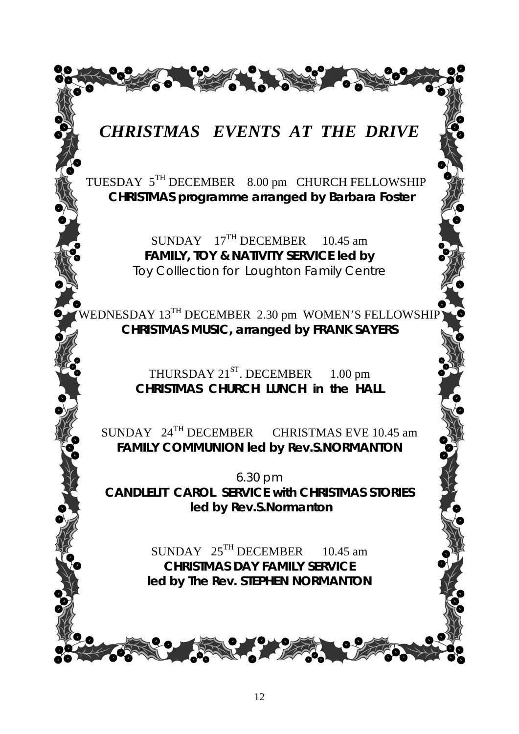# *CHRISTMAS EVENTS AT THE DRIVE*

TUESDAY 5TH DECEMBER 8.00 pm CHURCH FELLOWSHIP
**CHRISTMAS programme arranged by Barbara Foster**

SUNDAY 17TH DECEMBER 10.45 am
**FAMILY, TOY & NATIVITY SERVICE led by**
Toy Colllection for Loughton Family Centre

WEDNESDAY 13TH DECEMBER 2.30 pm WOMEN'S FELLOWSHIP
**CHRISTMAS MUSIC, arranged by FRANK SAYERS**

THURSDAY 21ST. DECEMBER 1.00 pm
**CHRISTMAS CHURCH LUNCH in the HALL**

SUNDAY 24TH DECEMBER CHRISTMAS EVE 10.45 am
**FAMILY COMMUNION led by Rev.S.NORMANTON**

6.30 pm
**CANDLELIT CAROL SERVICE with CHRISTMAS STORIES led by Rev.S.Normanton**

SUNDAY 25TH DECEMBER 10.45 am
**CHRISTMAS DAY FAMILY SERVICE led by The Rev. STEPHEN NORMANTON**